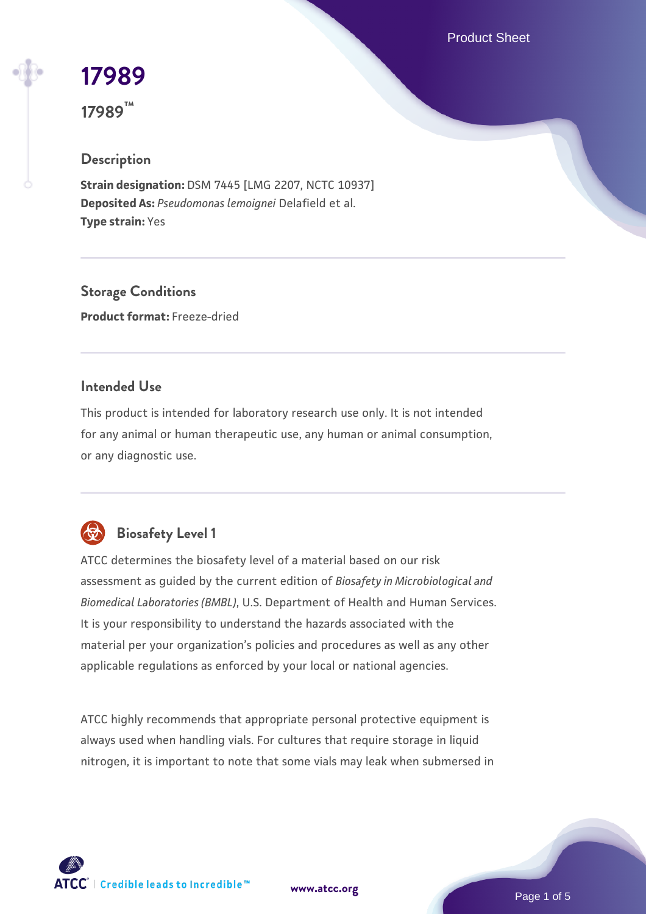# 17989

**17989™**

## Description

**Strain designation:** DSM 7445 [LMG 2207, NCTC 10937]
**Deposited As:** *Pseudomonas lemoignei* Delafield et al.
**Type strain:** Yes

## Storage Conditions

**Product format:** Freeze-dried

## Intended Use

This product is intended for laboratory research use only. It is not intended for any animal or human therapeutic use, any human or animal consumption, or any diagnostic use.

## Biosafety Level 1

ATCC determines the biosafety level of a material based on our risk assessment as guided by the current edition of *Biosafety in Microbiological and Biomedical Laboratories (BMBL)*, U.S. Department of Health and Human Services. It is your responsibility to understand the hazards associated with the material per your organization's policies and procedures as well as any other applicable regulations as enforced by your local or national agencies.

ATCC highly recommends that appropriate personal protective equipment is always used when handling vials. For cultures that require storage in liquid nitrogen, it is important to note that some vials may leak when submersed in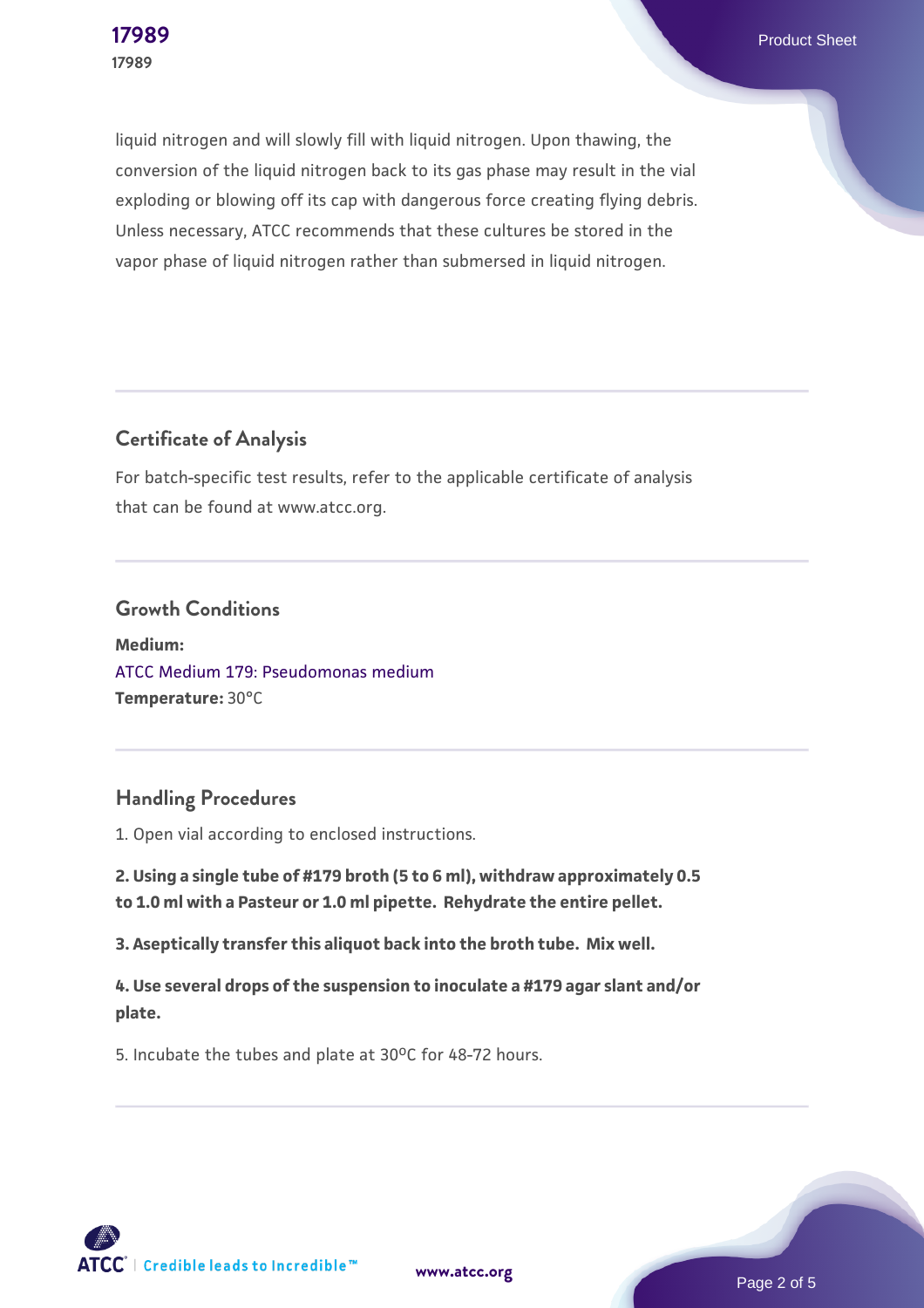liquid nitrogen and will slowly fill with liquid nitrogen. Upon thawing, the conversion of the liquid nitrogen back to its gas phase may result in the vial exploding or blowing off its cap with dangerous force creating flying debris. Unless necessary, ATCC recommends that these cultures be stored in the vapor phase of liquid nitrogen rather than submersed in liquid nitrogen.

## Certificate of Analysis

For batch-specific test results, refer to the applicable certificate of analysis that can be found at www.atcc.org.

## Growth Conditions

**Medium:**
ATCC Medium 179: Pseudomonas medium
**Temperature:** 30°C

## Handling Procedures

1. Open vial according to enclosed instructions.

**2. Using a single tube of #179 broth (5 to 6 ml), withdraw approximately 0.5 to 1.0 ml with a Pasteur or 1.0 ml pipette. Rehydrate the entire pellet.**

**3. Aseptically transfer this aliquot back into the broth tube. Mix well.**

**4. Use several drops of the suspension to inoculate a #179 agar slant and/or plate.**

5. Incubate the tubes and plate at 30°C for 48-72 hours.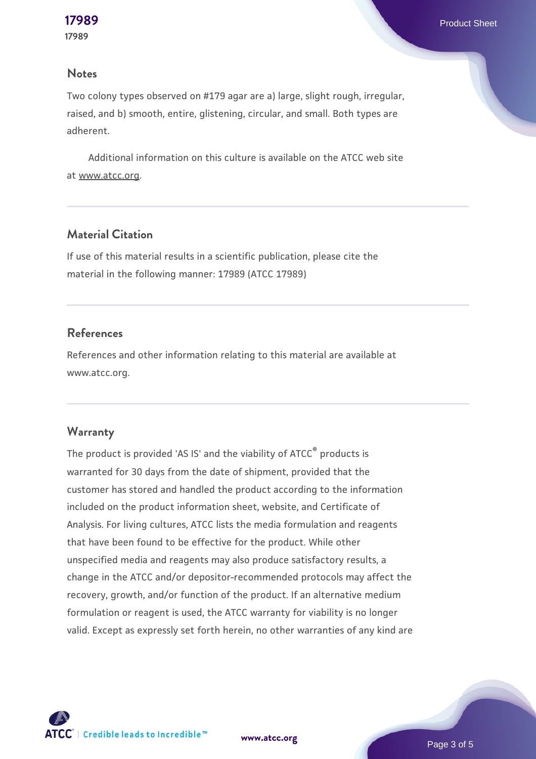## Notes

Two colony types observed on #179 agar are a) large, slight rough, irregular, raised, and b) smooth, entire, glistening, circular, and small. Both types are adherent.

Additional information on this culture is available on the ATCC web site at www.atcc.org.

## Material Citation

If use of this material results in a scientific publication, please cite the material in the following manner: 17989 (ATCC 17989)

## References

References and other information relating to this material are available at www.atcc.org.

## Warranty

The product is provided 'AS IS' and the viability of ATCC® products is warranted for 30 days from the date of shipment, provided that the customer has stored and handled the product according to the information included on the product information sheet, website, and Certificate of Analysis. For living cultures, ATCC lists the media formulation and reagents that have been found to be effective for the product. While other unspecified media and reagents may also produce satisfactory results, a change in the ATCC and/or depositor-recommended protocols may affect the recovery, growth, and/or function of the product. If an alternative medium formulation or reagent is used, the ATCC warranty for viability is no longer valid. Except as expressly set forth herein, no other warranties of any kind are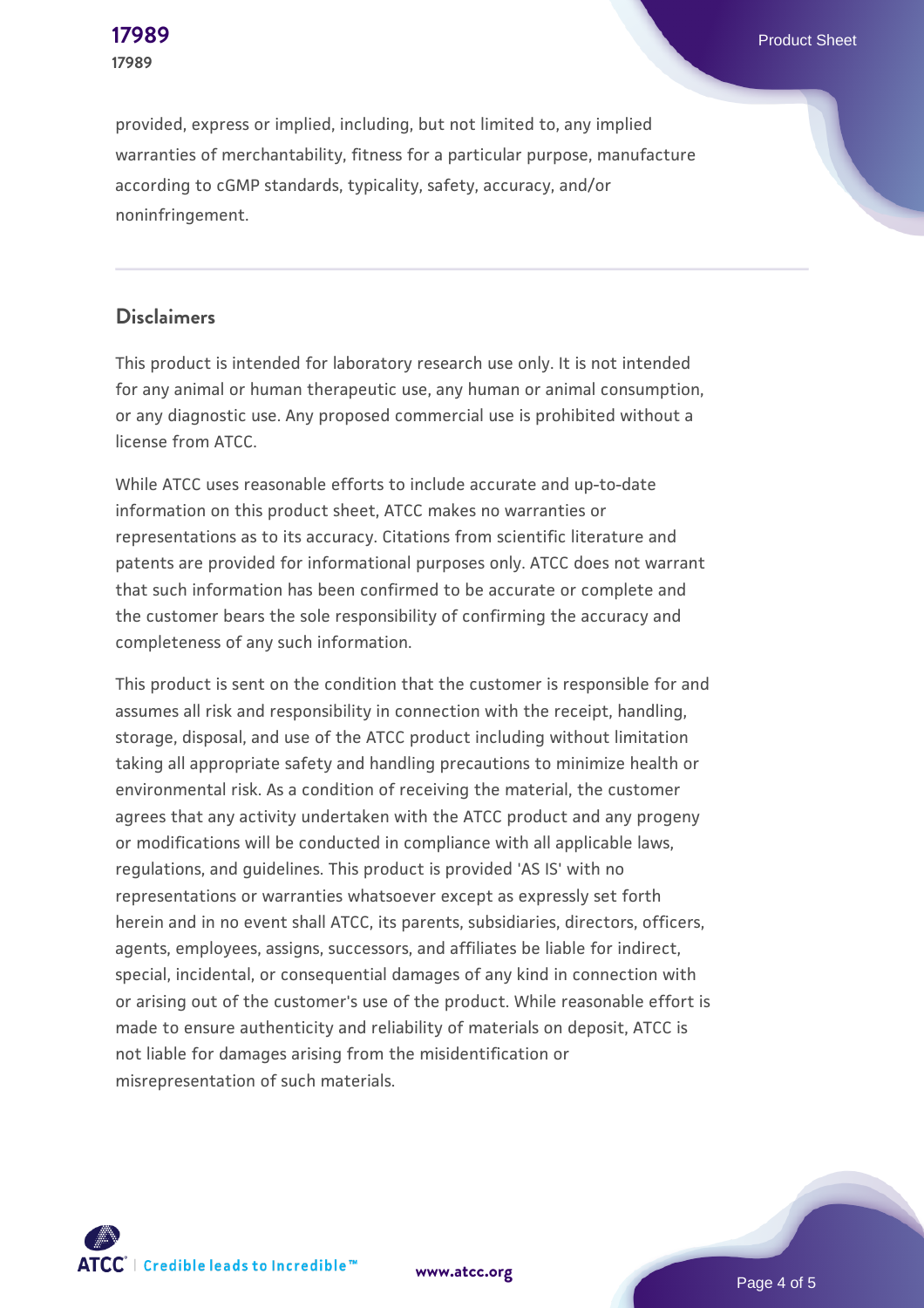provided, express or implied, including, but not limited to, any implied warranties of merchantability, fitness for a particular purpose, manufacture according to cGMP standards, typicality, safety, accuracy, and/or noninfringement.

## Disclaimers

This product is intended for laboratory research use only. It is not intended for any animal or human therapeutic use, any human or animal consumption, or any diagnostic use. Any proposed commercial use is prohibited without a license from ATCC.

While ATCC uses reasonable efforts to include accurate and up-to-date information on this product sheet, ATCC makes no warranties or representations as to its accuracy. Citations from scientific literature and patents are provided for informational purposes only. ATCC does not warrant that such information has been confirmed to be accurate or complete and the customer bears the sole responsibility of confirming the accuracy and completeness of any such information.

This product is sent on the condition that the customer is responsible for and assumes all risk and responsibility in connection with the receipt, handling, storage, disposal, and use of the ATCC product including without limitation taking all appropriate safety and handling precautions to minimize health or environmental risk. As a condition of receiving the material, the customer agrees that any activity undertaken with the ATCC product and any progeny or modifications will be conducted in compliance with all applicable laws, regulations, and guidelines. This product is provided 'AS IS' with no representations or warranties whatsoever except as expressly set forth herein and in no event shall ATCC, its parents, subsidiaries, directors, officers, agents, employees, assigns, successors, and affiliates be liable for indirect, special, incidental, or consequential damages of any kind in connection with or arising out of the customer's use of the product. While reasonable effort is made to ensure authenticity and reliability of materials on deposit, ATCC is not liable for damages arising from the misidentification or misrepresentation of such materials.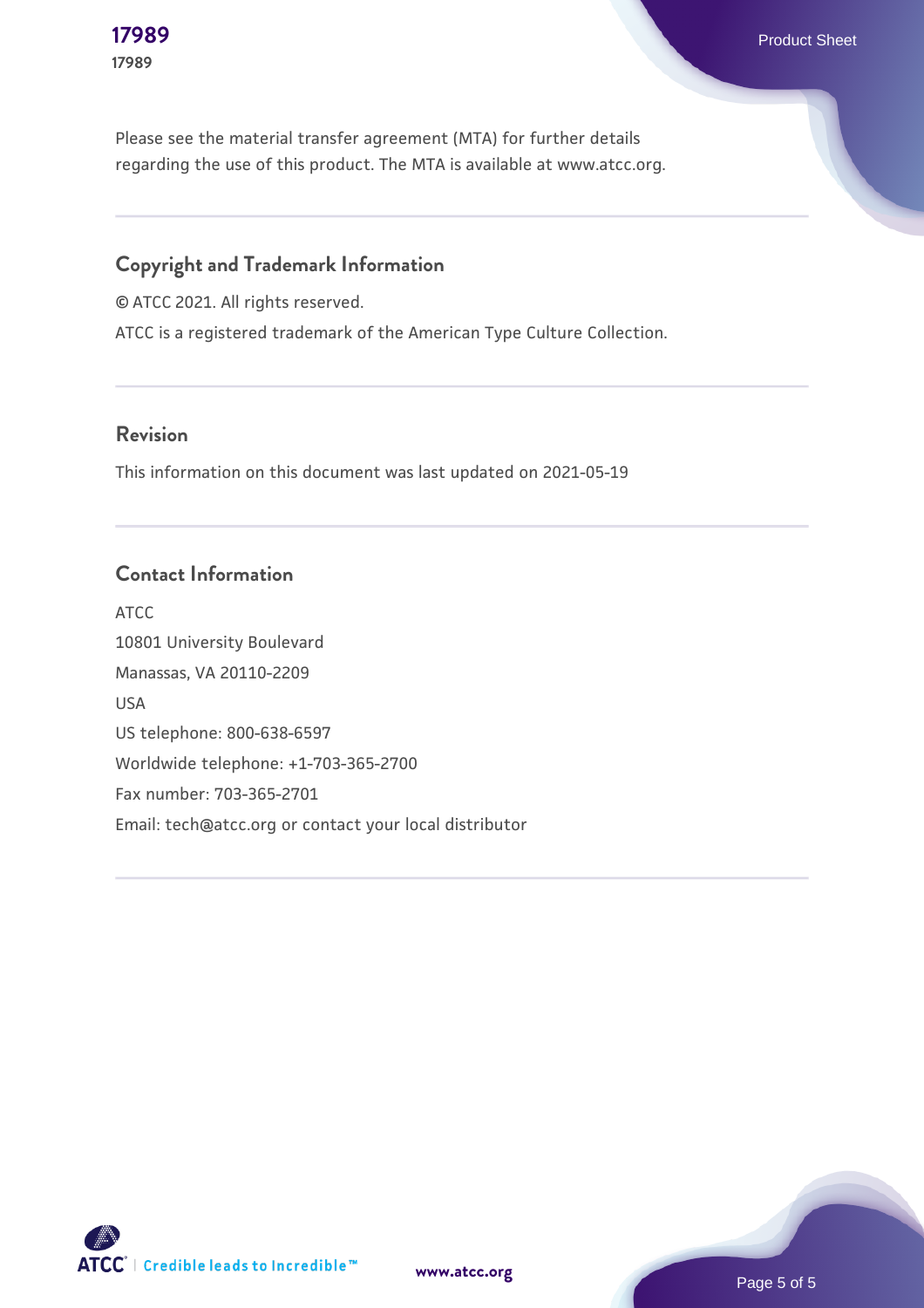Please see the material transfer agreement (MTA) for further details regarding the use of this product. The MTA is available at www.atcc.org.

## Copyright and Trademark Information

© ATCC 2021. All rights reserved.

ATCC is a registered trademark of the American Type Culture Collection.

## Revision

This information on this document was last updated on 2021-05-19

## Contact Information

ATCC
10801 University Boulevard
Manassas, VA 20110-2209
USA
US telephone: 800-638-6597
Worldwide telephone: +1-703-365-2700
Fax number: 703-365-2701
Email: tech@atcc.org or contact your local distributor